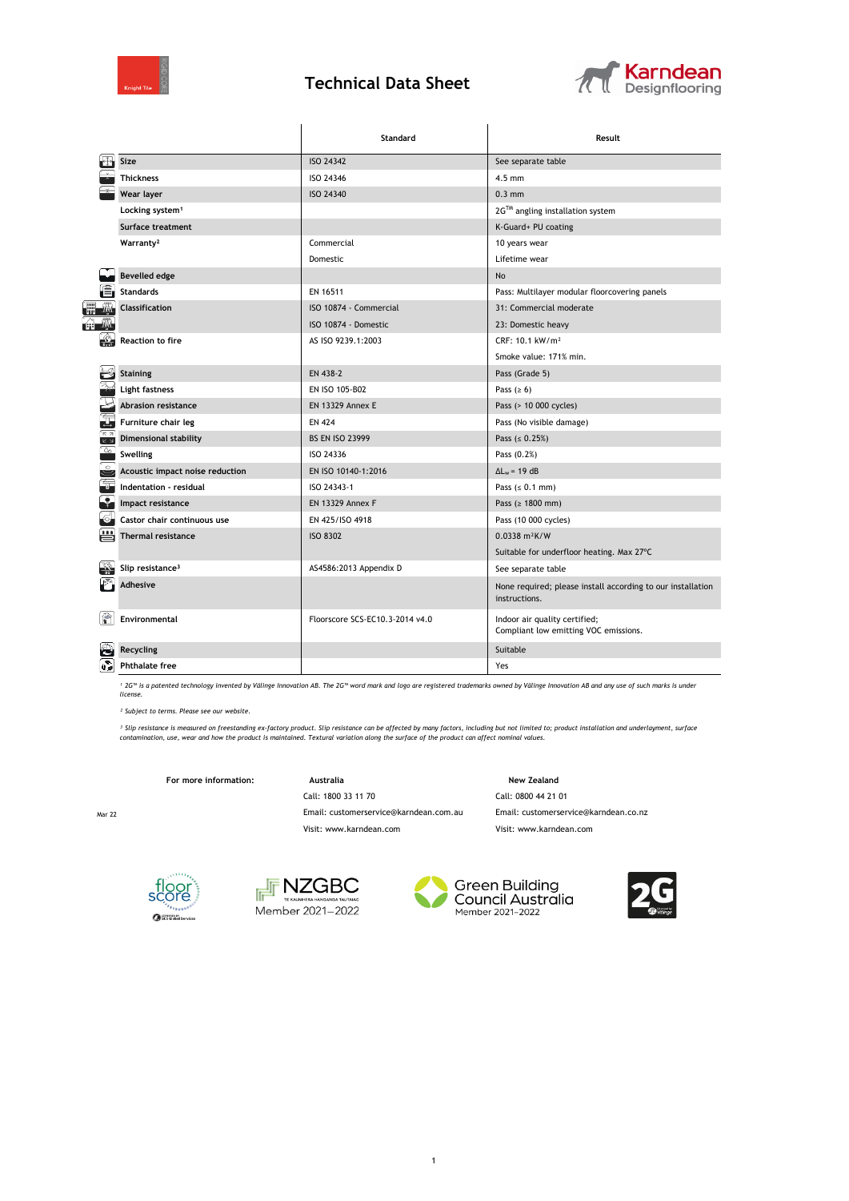# Technical Data Sheet

Karndean Designflooring

| | Standard | Result |
|---|---|---|
| **Size** | ISO 24342 | See separate table |
| **Thickness** | ISO 24346 | 4.5 mm |
| **Wear layer** | ISO 24340 | 0.3 mm |
| **Locking system**[1] | | 2G™ angling installation system |
| **Surface treatment** | | K-Guard+ PU coating |
| **Warranty**[2] | Commercial | 10 years wear |
| | Domestic | Lifetime wear |
| **Bevelled edge** | | No |
| **Standards** | EN 16511 | Pass: Multilayer modular floorcovering panels |
| **Classification** | ISO 10874 - Commercial | 31: Commercial moderate |
| | ISO 10874 - Domestic | 23: Domestic heavy |
| **Reaction to fire** | AS ISO 9239.1:2003 | CRF: 10.1 kW/m² |
| | | Smoke value: 171% min. |
| **Staining** | EN 438-2 | Pass (Grade 5) |
| **Light fastness** | EN ISO 105-B02 | Pass (≥ 6) |
| **Abrasion resistance** | EN 13329 Annex E | Pass (> 10 000 cycles) |
| **Furniture chair leg** | EN 424 | Pass (No visible damage) |
| **Dimensional stability** | BS EN ISO 23999 | Pass (≤ 0.25%) |
| **Swelling** | ISO 24336 | Pass (0.2%) |
| **Acoustic impact noise reduction** | EN ISO 10140-1:2016 | $\Delta L_w$ = 19 dB |
| **Indentation - residual** | ISO 24343-1 | Pass (≤ 0.1 mm) |
| **Impact resistance** | EN 13329 Annex F | Pass (≥ 1800 mm) |
| **Castor chair continuous use** | EN 425/ISO 4918 | Pass (10 000 cycles) |
| **Thermal resistance** | ISO 8302 | 0.0338 m²K/W |
| | | Suitable for underfloor heating. Max 27°C |
| **Slip resistance**[3] | AS4586:2013 Appendix D | See separate table |
| **Adhesive** | | None required; please install according to our installation instructions. |
| **Environmental** | Floorscore SCS-EC10.3-2014 v4.0 | Indoor air quality certified; Compliant low emitting VOC emissions. |
| **Recycling** | | Suitable |
| **Phthalate free** | | Yes |

*[1] 2G™ is a patented technology invented by Välinge Innovation AB. The 2G™ word mark and logo are registered trademarks owned by Välinge Innovation AB and any use of such marks is under license.*

*[2] Subject to terms. Please see our website.*

*[3] Slip resistance is measured on freestanding ex-factory product. Slip resistance can be affected by many factors, including but not limited to; product installation and underlayment, surface contamination, use, wear and how the product is maintained. Textural variation along the surface of the product can affect nominal values.*

| For more information: | Australia | New Zealand |
|---|---|---|
| | Call: 1800 33 11 70 | Call: 0800 44 21 01 |
| | Email: customerservice@karndean.com.au | Email: customerservice@karndean.co.nz |
| | Visit: www.karndean.com | Visit: www.karndean.com |

Mar 22

NZGBC Member 2021–2022

Green Building Council Australia Member 2021–2022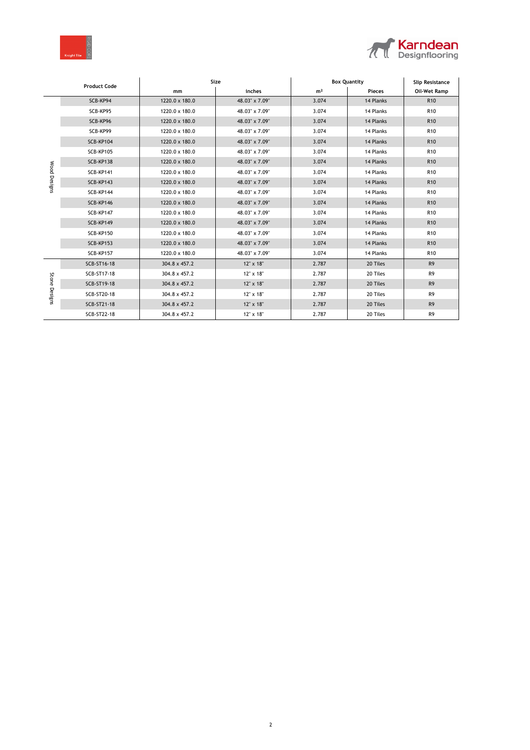| | Product Code | Size | | Box Quantity | | Slip Resistance |
|---|---|---|---|---|---|---|
| | | mm | inches | m² | Pieces | Oil-Wet Ramp |
| Wood Designs | SCB-KP94 | 1220.0 x 180.0 | 48.03" x 7.09" | 3.074 | 14 Planks | R10 |
| | SCB-KP95 | 1220.0 x 180.0 | 48.03" x 7.09" | 3.074 | 14 Planks | R10 |
| | SCB-KP96 | 1220.0 x 180.0 | 48.03" x 7.09" | 3.074 | 14 Planks | R10 |
| | SCB-KP99 | 1220.0 x 180.0 | 48.03" x 7.09" | 3.074 | 14 Planks | R10 |
| | SCB-KP104 | 1220.0 x 180.0 | 48.03" x 7.09" | 3.074 | 14 Planks | R10 |
| | SCB-KP105 | 1220.0 x 180.0 | 48.03" x 7.09" | 3.074 | 14 Planks | R10 |
| | SCB-KP138 | 1220.0 x 180.0 | 48.03" x 7.09" | 3.074 | 14 Planks | R10 |
| | SCB-KP141 | 1220.0 x 180.0 | 48.03" x 7.09" | 3.074 | 14 Planks | R10 |
| | SCB-KP143 | 1220.0 x 180.0 | 48.03" x 7.09" | 3.074 | 14 Planks | R10 |
| | SCB-KP144 | 1220.0 x 180.0 | 48.03" x 7.09" | 3.074 | 14 Planks | R10 |
| | SCB-KP146 | 1220.0 x 180.0 | 48.03" x 7.09" | 3.074 | 14 Planks | R10 |
| | SCB-KP147 | 1220.0 x 180.0 | 48.03" x 7.09" | 3.074 | 14 Planks | R10 |
| | SCB-KP149 | 1220.0 x 180.0 | 48.03" x 7.09" | 3.074 | 14 Planks | R10 |
| | SCB-KP150 | 1220.0 x 180.0 | 48.03" x 7.09" | 3.074 | 14 Planks | R10 |
| | SCB-KP153 | 1220.0 x 180.0 | 48.03" x 7.09" | 3.074 | 14 Planks | R10 |
| | SCB-KP157 | 1220.0 x 180.0 | 48.03" x 7.09" | 3.074 | 14 Planks | R10 |
| Stone Designs | SCB-ST16-18 | 304.8 x 457.2 | 12" x 18" | 2.787 | 20 Tiles | R9 |
| | SCB-ST17-18 | 304.8 x 457.2 | 12" x 18" | 2.787 | 20 Tiles | R9 |
| | SCB-ST19-18 | 304.8 x 457.2 | 12" x 18" | 2.787 | 20 Tiles | R9 |
| | SCB-ST20-18 | 304.8 x 457.2 | 12" x 18" | 2.787 | 20 Tiles | R9 |
| | SCB-ST21-18 | 304.8 x 457.2 | 12" x 18" | 2.787 | 20 Tiles | R9 |
| | SCB-ST22-18 | 304.8 x 457.2 | 12" x 18" | 2.787 | 20 Tiles | R9 |